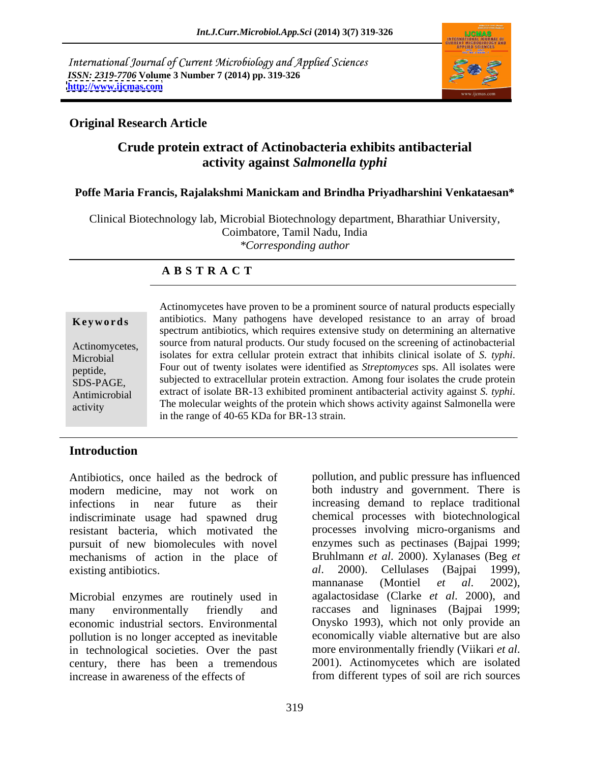International Journal of Current Microbiology and Applied Sciences
*ISSN: 2319-7706* **Volume 3 Number 7 (2014) pp. 319-326**
**http://www.ijcmas.com**

## Original Research Article

# Crude protein extract of Actinobacteria exhibits antibacterial activity against *Salmonella typhi*

**Poffe Maria Francis, Rajalakshmi Manickam and Brindha Priyadharshini Venkataesan***

Clinical Biotechnology lab, Microbial Biotechnology department, Bharathiar University, Coimbatore, Tamil Nadu, India
*\*Corresponding author*

## A B S T R A C T

**Keywords**

Actinomycetes, Microbial peptide, SDS-PAGE, Antimicrobial activity

Actinomycetes have proven to be a prominent source of natural products especially antibiotics. Many pathogens have developed resistance to an array of broad spectrum antibiotics, which requires extensive study on determining an alternative source from natural products. Our study focused on the screening of actinobacterial isolates for extra cellular protein extract that inhibits clinical isolate of *S. typhi*. Four out of twenty isolates were identified as *Streptomyces* sps. All isolates were subjected to extracellular protein extraction. Among four isolates the crude protein extract of isolate BR-13 exhibited prominent antibacterial activity against *S. typhi*. The molecular weights of the protein which shows activity against Salmonella were in the range of 40-65 KDa for BR-13 strain.

## Introduction

Antibiotics, once hailed as the bedrock of modern medicine, may not work on infections in near future as their indiscriminate usage had spawned drug resistant bacteria, which motivated the pursuit of new biomolecules with novel mechanisms of action in the place of existing antibiotics.

Microbial enzymes are routinely used in many environmentally friendly and economic industrial sectors. Environmental pollution is no longer accepted as inevitable in technological societies. Over the past century, there has been a tremendous increase in awareness of the effects of pollution, and public pressure has influenced both industry and government. There is increasing demand to replace traditional chemical processes with biotechnological processes involving micro-organisms and enzymes such as pectinases (Bajpai 1999; Bruhlmann *et al*. 2000). Xylanases (Beg *et al*. 2000). Cellulases (Bajpai 1999), mannanase (Montiel *et al*. 2002), agalactosidase (Clarke *et al*. 2000), and raccases and ligninases (Bajpai 1999; Onysko 1993), which not only provide an economically viable alternative but are also more environmentally friendly (Viikari *et al*. 2001). Actinomycetes which are isolated from different types of soil are rich sources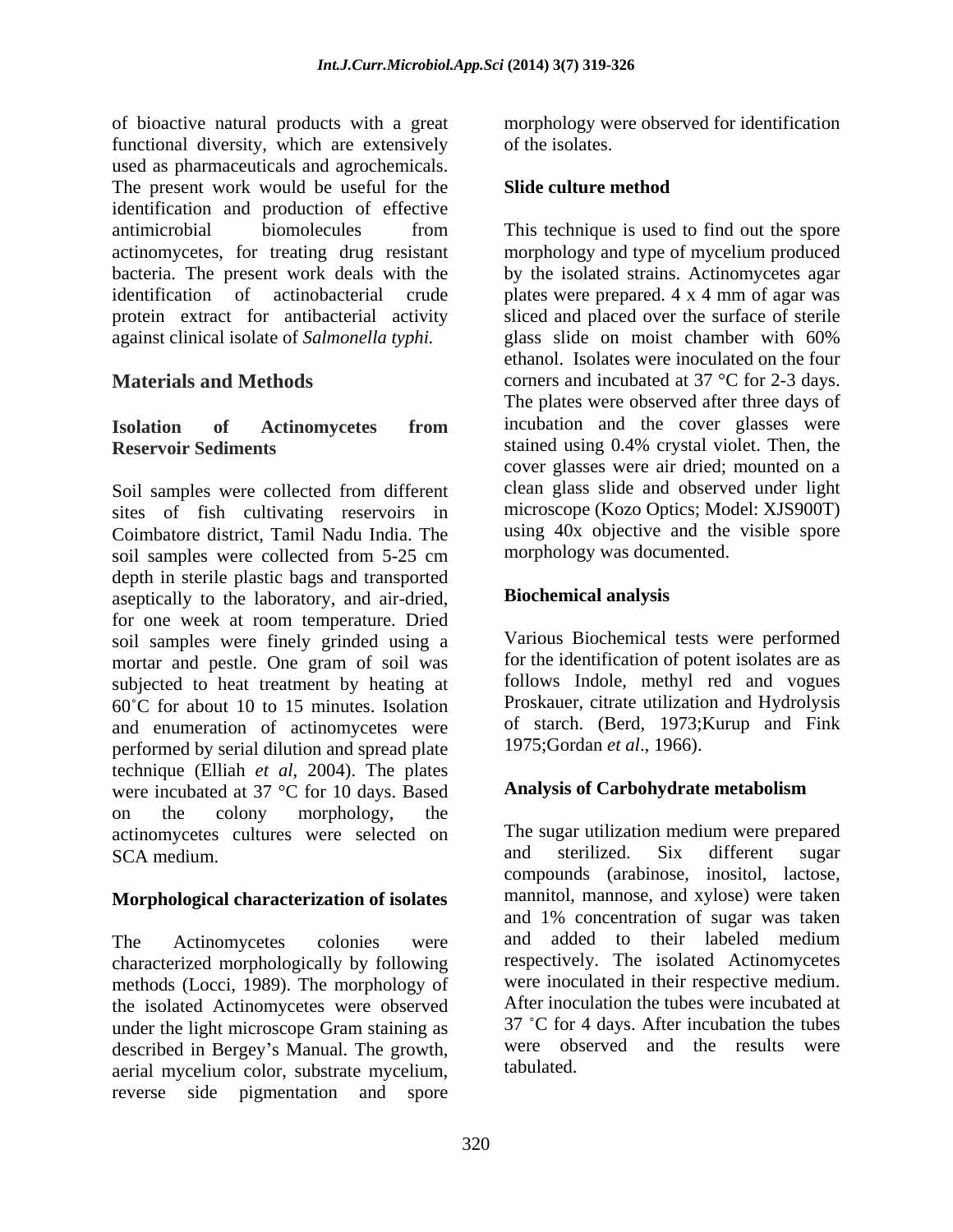of bioactive natural products with a great functional diversity, which are extensively used as pharmaceuticals and agrochemicals. The present work would be useful for the identification and production of effective antimicrobial biomolecules from actinomycetes, for treating drug resistant bacteria. The present work deals with the identification of actinobacterial crude protein extract for antibacterial activity against clinical isolate of *Salmonella typhi.*

## Materials and Methods

### Isolation of Actinomycetes from Reservoir Sediments

Soil samples were collected from different sites of fish cultivating reservoirs in Coimbatore district, Tamil Nadu India. The soil samples were collected from 5-25 cm depth in sterile plastic bags and transported aseptically to the laboratory, and air-dried, for one week at room temperature. Dried soil samples were finely grinded using a mortar and pestle. One gram of soil was subjected to heat treatment by heating at 60˚C for about 10 to 15 minutes. Isolation and enumeration of actinomycetes were performed by serial dilution and spread plate technique (Elliah *et al*, 2004). The plates were incubated at 37 °C for 10 days. Based on the colony morphology, the actinomycetes cultures were selected on SCA medium.

### Morphological characterization of isolates

The Actinomycetes colonies were characterized morphologically by following methods (Locci, 1989). The morphology of the isolated Actinomycetes were observed under the light microscope Gram staining as described in Bergey's Manual. The growth, aerial mycelium color, substrate mycelium, reverse side pigmentation and spore morphology were observed for identification of the isolates.

### Slide culture method

This technique is used to find out the spore morphology and type of mycelium produced by the isolated strains. Actinomycetes agar plates were prepared. 4 x 4 mm of agar was sliced and placed over the surface of sterile glass slide on moist chamber with 60% ethanol. Isolates were inoculated on the four corners and incubated at 37 °C for 2-3 days. The plates were observed after three days of incubation and the cover glasses were stained using 0.4% crystal violet. Then, the cover glasses were air dried; mounted on a clean glass slide and observed under light microscope (Kozo Optics; Model: XJS900T) using 40x objective and the visible spore morphology was documented.

### Biochemical analysis

Various Biochemical tests were performed for the identification of potent isolates are as follows Indole, methyl red and vogues Proskauer, citrate utilization and Hydrolysis of starch. (Berd, 1973;Kurup and Fink 1975;Gordan *et al*., 1966).

### Analysis of Carbohydrate metabolism

The sugar utilization medium were prepared and sterilized. Six different sugar compounds (arabinose, inositol, lactose, mannitol, mannose, and xylose) were taken and 1% concentration of sugar was taken and added to their labeled medium respectively. The isolated Actinomycetes were inoculated in their respective medium. After inoculation the tubes were incubated at 37 ˚C for 4 days. After incubation the tubes were observed and the results were tabulated.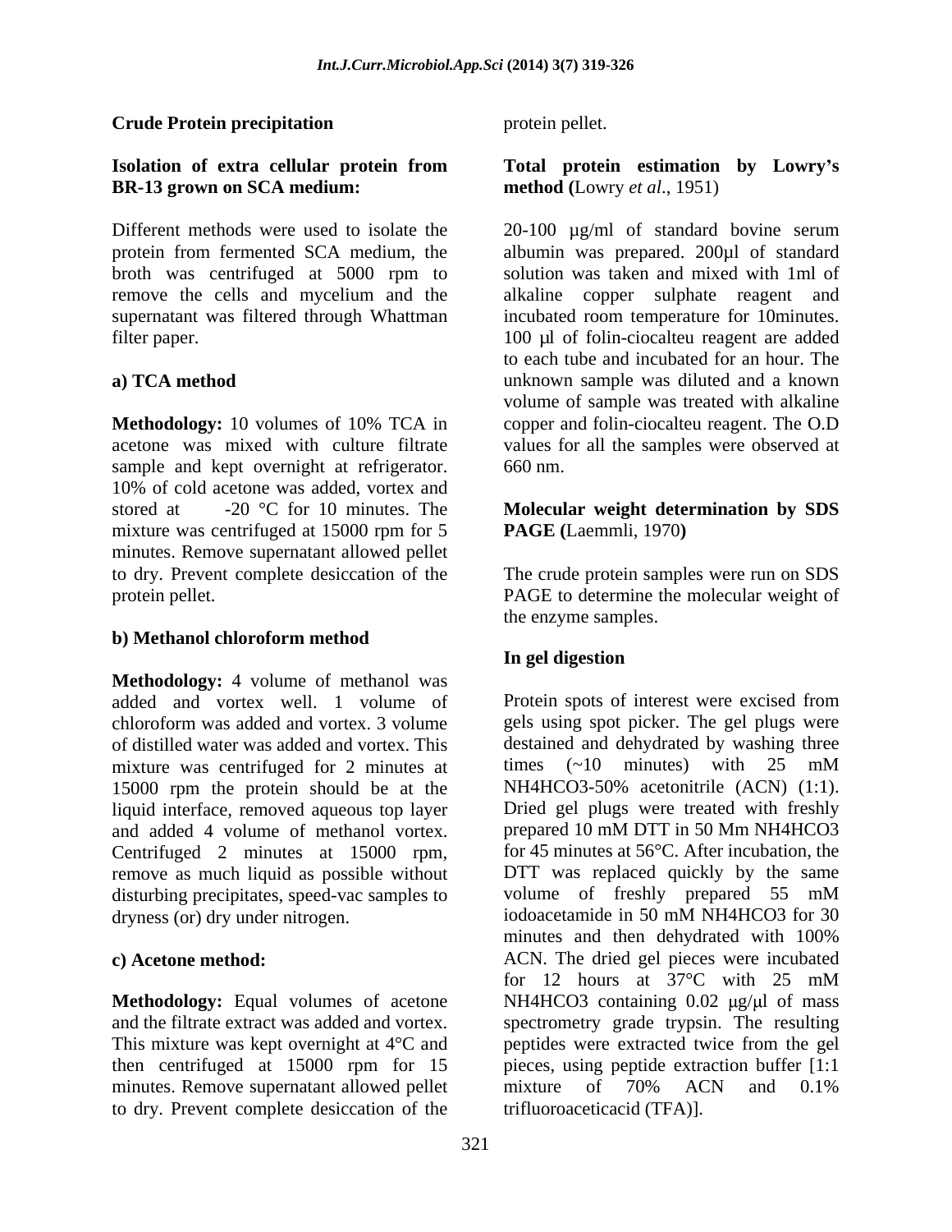**Crude Protein precipitation**

**Isolation of extra cellular protein from BR-13 grown on SCA medium:**

Different methods were used to isolate the protein from fermented SCA medium, the broth was centrifuged at 5000 rpm to remove the cells and mycelium and the supernatant was filtered through Whattman filter paper.

**a) TCA method**

**Methodology:** 10 volumes of 10% TCA in acetone was mixed with culture filtrate sample and kept overnight at refrigerator. 10% of cold acetone was added, vortex and stored at -20 °C for 10 minutes. The mixture was centrifuged at 15000 rpm for 5 minutes. Remove supernatant allowed pellet to dry. Prevent complete desiccation of the protein pellet.

**b) Methanol chloroform method**

**Methodology:** 4 volume of methanol was added and vortex well. 1 volume of chloroform was added and vortex. 3 volume of distilled water was added and vortex. This mixture was centrifuged for 2 minutes at 15000 rpm the protein should be at the liquid interface, removed aqueous top layer and added 4 volume of methanol vortex. Centrifuged 2 minutes at 15000 rpm, remove as much liquid as possible without disturbing precipitates, speed-vac samples to dryness (or) dry under nitrogen.

**c) Acetone method:**

**Methodology:** Equal volumes of acetone and the filtrate extract was added and vortex. This mixture was kept overnight at 4°C and then centrifuged at 15000 rpm for 15 minutes. Remove supernatant allowed pellet to dry. Prevent complete desiccation of the protein pellet.

**Total protein estimation by Lowry's method (**Lowry *et al*., 1951)

20-100 µg/ml of standard bovine serum albumin was prepared. 200µl of standard solution was taken and mixed with 1ml of alkaline copper sulphate reagent and incubated room temperature for 10minutes. 100 µl of folin-ciocalteu reagent are added to each tube and incubated for an hour. The unknown sample was diluted and a known volume of sample was treated with alkaline copper and folin-ciocalteu reagent. The O.D values for all the samples were observed at 660 nm.

**Molecular weight determination by SDS PAGE (**Laemmli, 1970**)**

The crude protein samples were run on SDS PAGE to determine the molecular weight of the enzyme samples.

**In gel digestion**

Protein spots of interest were excised from gels using spot picker. The gel plugs were destained and dehydrated by washing three times (~10 minutes) with 25 mM $NH_4HCO_3$-50% acetonitrile (ACN) (1:1). Dried gel plugs were treated with freshly prepared 10 mM DTT in 50 Mm $NH_4HCO_3$ for 45 minutes at 56°C. After incubation, the DTT was replaced quickly by the same volume of freshly prepared 55 mM iodoacetamide in 50 mM $NH_4HCO_3$ for 30 minutes and then dehydrated with 100% ACN. The dried gel pieces were incubated for 12 hours at 37°C with 25 mM $NH_4HCO_3$ containing 0.02 µg/µl of mass spectrometry grade trypsin. The resulting peptides were extracted twice from the gel pieces, using peptide extraction buffer [1:1 mixture of 70% ACN and 0.1% trifluoroaceticacid (TFA)].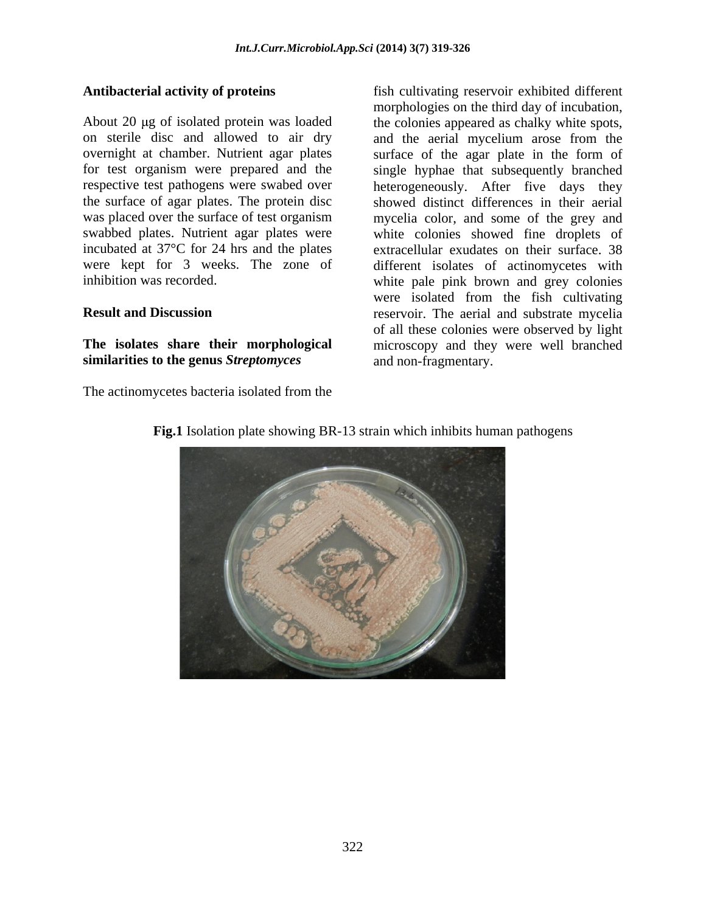**Antibacterial activity of proteins**

About 20 μg of isolated protein was loaded on sterile disc and allowed to air dry overnight at chamber. Nutrient agar plates for test organism were prepared and the respective test pathogens were swabed over the surface of agar plates. The protein disc was placed over the surface of test organism swabbed plates. Nutrient agar plates were incubated at 37°C for 24 hrs and the plates were kept for 3 weeks. The zone of inhibition was recorded.

## Result and Discussion

**The isolates share their morphological similarities to the genus *Streptomyces***

The actinomycetes bacteria isolated from the fish cultivating reservoir exhibited different morphologies on the third day of incubation, the colonies appeared as chalky white spots, and the aerial mycelium arose from the surface of the agar plate in the form of single hyphae that subsequently branched heterogeneously. After five days they showed distinct differences in their aerial mycelia color, and some of the grey and white colonies showed fine droplets of extracellular exudates on their surface. 38 different isolates of actinomycetes with white pale pink brown and grey colonies were isolated from the fish cultivating reservoir. The aerial and substrate mycelia of all these colonies were observed by light microscopy and they were well branched and non-fragmentary.

**Fig.1** Isolation plate showing BR-13 strain which inhibits human pathogens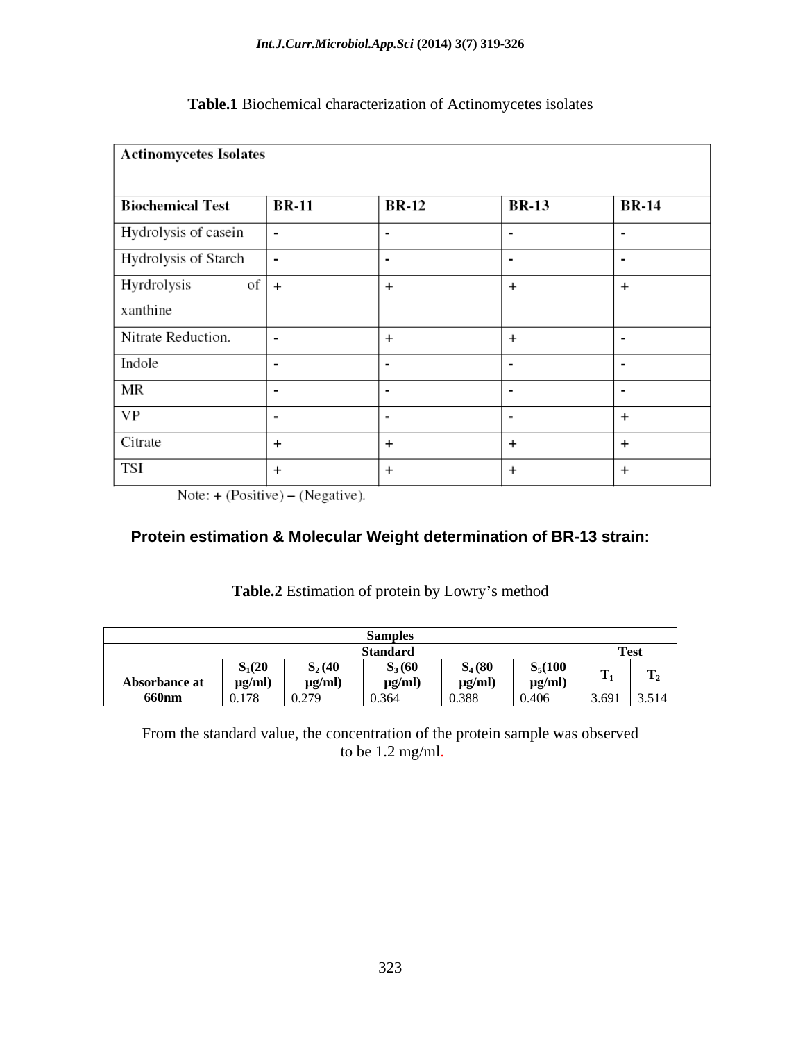**Table.1** Biochemical characterization of Actinomycetes isolates

| **Actinomycetes Isolates** | | | | |
|---|---|---|---|---|
| **Biochemical Test** | **BR-11** | **BR-12** | **BR-13** | **BR-14** |
| Hydrolysis of casein | - | - | - | - |
| Hydrolysis of Starch | - | - | - | - |
| Hyrdrolysis of xanthine | + | + | + | + |
| Nitrate Reduction. | - | + | + | - |
| Indole | - | - | - | - |
| MR | - | - | - | - |
| VP | - | - | - | + |
| Citrate | + | + | + | + |
| TSI | + | + | + | + |

Note: + (Positive) – (Negative).

### Protein estimation & Molecular Weight determination of BR-13 strain:

**Table.2** Estimation of protein by Lowry's method

| | **Samples** | | | | | | |
|---|---|---|---|---|---|---|---|
| | **Standard** | | | | | **Test** | |
| **Absorbance at 660nm** | **$S_1$(20 μg/ml)** | **$S_2$ (40 μg/ml)** | **$S_3$ (60 μg/ml)** | **$S_4$ (80 μg/ml)** | **$S_5$(100 μg/ml)** | **$T_1$** | **$T_2$** |
| | 0.178 | 0.279 | 0.364 | 0.388 | 0.406 | 3.691 | 3.514 |

From the standard value, the concentration of the protein sample was observed to be 1.2 mg/ml.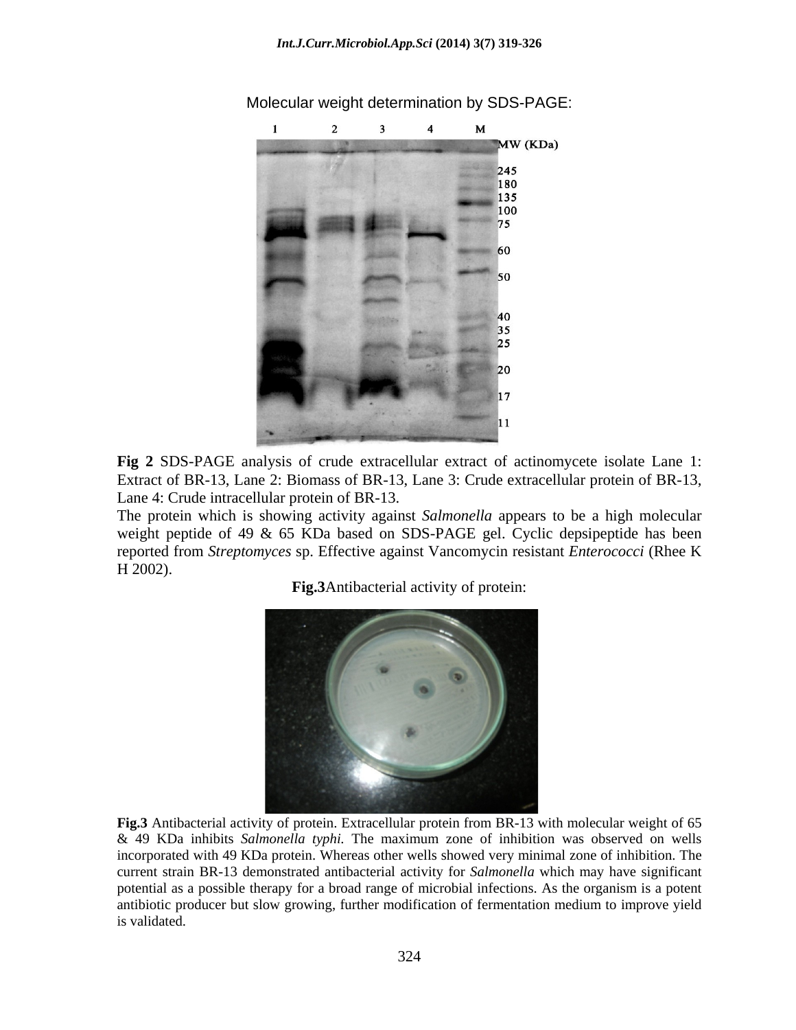Molecular weight determination by SDS-PAGE:

**Fig 2** SDS-PAGE analysis of crude extracellular extract of actinomycete isolate Lane 1: Extract of BR-13, Lane 2: Biomass of BR-13, Lane 3: Crude extracellular protein of BR-13, Lane 4: Crude intracellular protein of BR-13.

The protein which is showing activity against *Salmonella* appears to be a high molecular weight peptide of 49 & 65 KDa based on SDS-PAGE gel. Cyclic depsipeptide has been reported from *Streptomyces* sp. Effective against Vancomycin resistant *Enterococci* (Rhee K H 2002).

**Fig.3**Antibacterial activity of protein:

**Fig.3** Antibacterial activity of protein. Extracellular protein from BR-13 with molecular weight of 65 & 49 KDa inhibits *Salmonella typhi.* The maximum zone of inhibition was observed on wells incorporated with 49 KDa protein. Whereas other wells showed very minimal zone of inhibition. The current strain BR-13 demonstrated antibacterial activity for *Salmonella* which may have significant potential as a possible therapy for a broad range of microbial infections. As the organism is a potent antibiotic producer but slow growing, further modification of fermentation medium to improve yield is validated.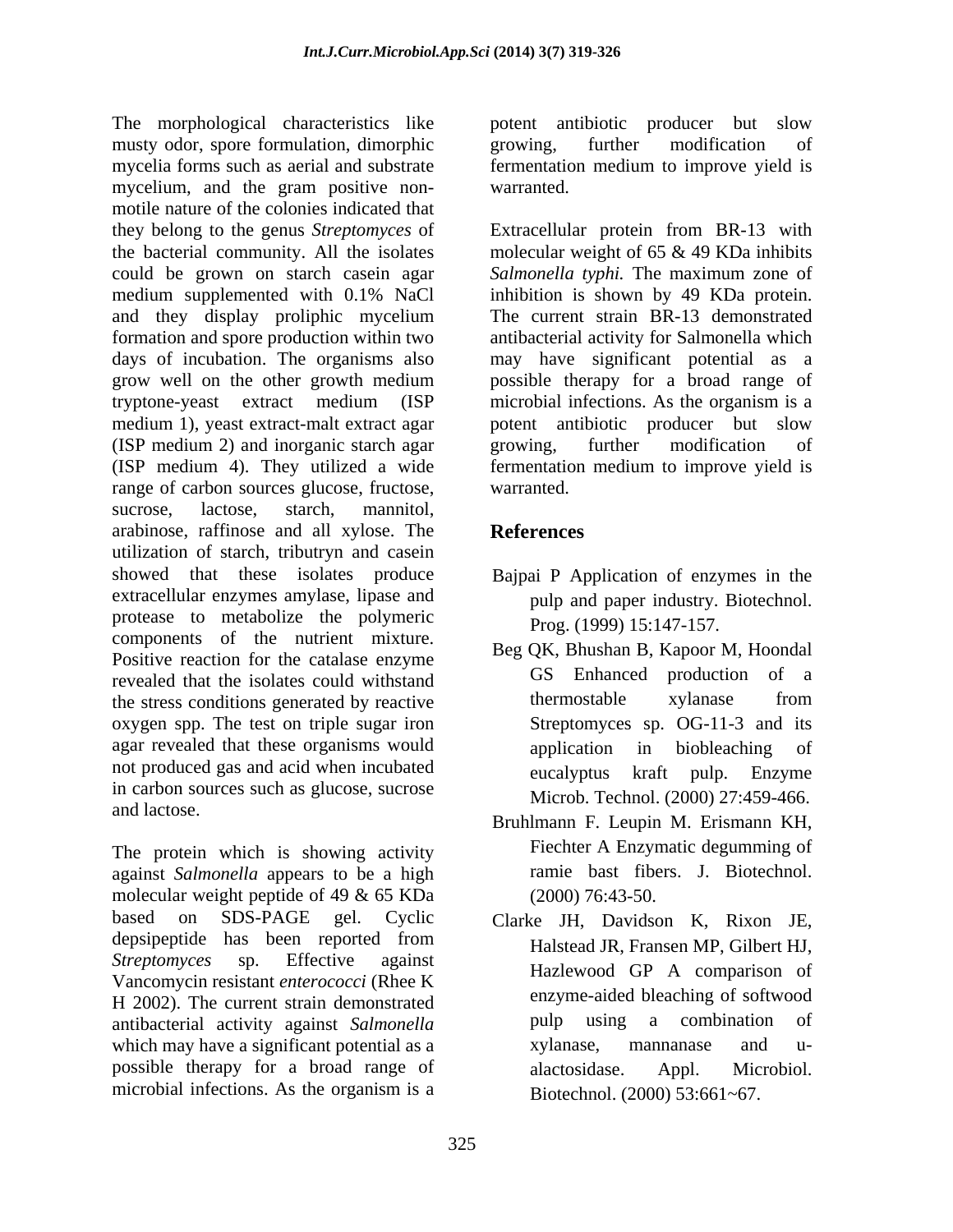The morphological characteristics like musty odor, spore formulation, dimorphic mycelia forms such as aerial and substrate mycelium, and the gram positive non-motile nature of the colonies indicated that they belong to the genus *Streptomyces* of the bacterial community. All the isolates could be grown on starch casein agar medium supplemented with 0.1% NaCl and they display proliphic mycelium formation and spore production within two days of incubation. The organisms also grow well on the other growth medium tryptone-yeast extract medium (ISP medium 1), yeast extract-malt extract agar (ISP medium 2) and inorganic starch agar (ISP medium 4). They utilized a wide range of carbon sources glucose, fructose, sucrose, lactose, starch, mannitol, arabinose, raffinose and all xylose. The utilization of starch, tributryn and casein showed that these isolates produce extracellular enzymes amylase, lipase and protease to metabolize the polymeric components of the nutrient mixture. Positive reaction for the catalase enzyme revealed that the isolates could withstand the stress conditions generated by reactive oxygen spp. The test on triple sugar iron agar revealed that these organisms would not produced gas and acid when incubated in carbon sources such as glucose, sucrose and lactose.

The protein which is showing activity against *Salmonella* appears to be a high molecular weight peptide of 49 & 65 KDa based on SDS-PAGE gel. Cyclic depsipeptide has been reported from *Streptomyces* sp. Effective against Vancomycin resistant *enterococci* (Rhee K H 2002). The current strain demonstrated antibacterial activity against *Salmonella* which may have a significant potential as a possible therapy for a broad range of microbial infections. As the organism is a potent antibiotic producer but slow growing, further modification of fermentation medium to improve yield is warranted.

Extracellular protein from BR-13 with molecular weight of 65 & 49 KDa inhibits *Salmonella typhi.* The maximum zone of inhibition is shown by 49 KDa protein. The current strain BR-13 demonstrated antibacterial activity for Salmonella which may have significant potential as a possible therapy for a broad range of microbial infections. As the organism is a potent antibiotic producer but slow growing, further modification of fermentation medium to improve yield is warranted.

## References

Bajpai P Application of enzymes in the pulp and paper industry. Biotechnol. Prog. (1999) 15:147-157.

Beg QK, Bhushan B, Kapoor M, Hoondal GS Enhanced production of a thermostable xylanase from Streptomyces sp. OG-11-3 and its application in biobleaching of eucalyptus kraft pulp. Enzyme Microb. Technol. (2000) 27:459-466.

Bruhlmann F. Leupin M. Erismann KH, Fiechter A Enzymatic degumming of ramie bast fibers. J. Biotechnol. (2000) 76:43-50.

Clarke JH, Davidson K, Rixon JE, Halstead JR, Fransen MP, Gilbert HJ, Hazlewood GP A comparison of enzyme-aided bleaching of softwood pulp using a combination of xylanase, mannanase and u-alactosidase. Appl. Microbiol. Biotechnol. (2000) 53:661~67.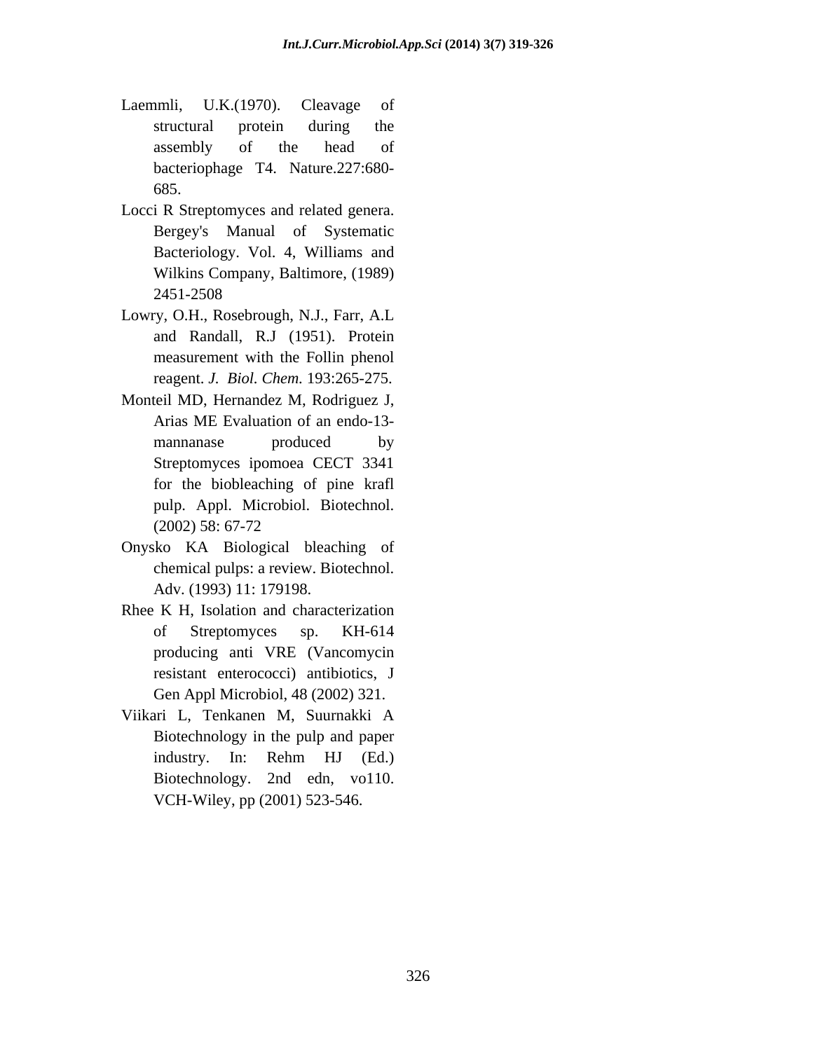Laemmli, U.K.(1970). Cleavage of structural protein during the assembly of the head of bacteriophage T4. Nature.227:680-685.

Locci R Streptomyces and related genera. Bergey's Manual of Systematic Bacteriology. Vol. 4, Williams and Wilkins Company, Baltimore, (1989) 2451-2508

Lowry, O.H., Rosebrough, N.J., Farr, A.L and Randall, R.J (1951). Protein measurement with the Follin phenol reagent. *J. Biol. Chem.* 193:265-275.

Monteil MD, Hernandez M, Rodriguez J, Arias ME Evaluation of an endo-13-mannanase produced by Streptomyces ipomoea CECT 3341 for the biobleaching of pine krafl pulp. Appl. Microbiol. Biotechnol. (2002) 58: 67-72

Onysko KA Biological bleaching of chemical pulps: a review. Biotechnol. Adv. (1993) 11: 179198.

Rhee K H, Isolation and characterization of Streptomyces sp. KH-614 producing anti VRE (Vancomycin resistant enterococci) antibiotics, J Gen Appl Microbiol, 48 (2002) 321.

Viikari L, Tenkanen M, Suurnakki A Biotechnology in the pulp and paper industry. In: Rehm HJ (Ed.) Biotechnology. 2nd edn, vo110. VCH-Wiley, pp (2001) 523-546.